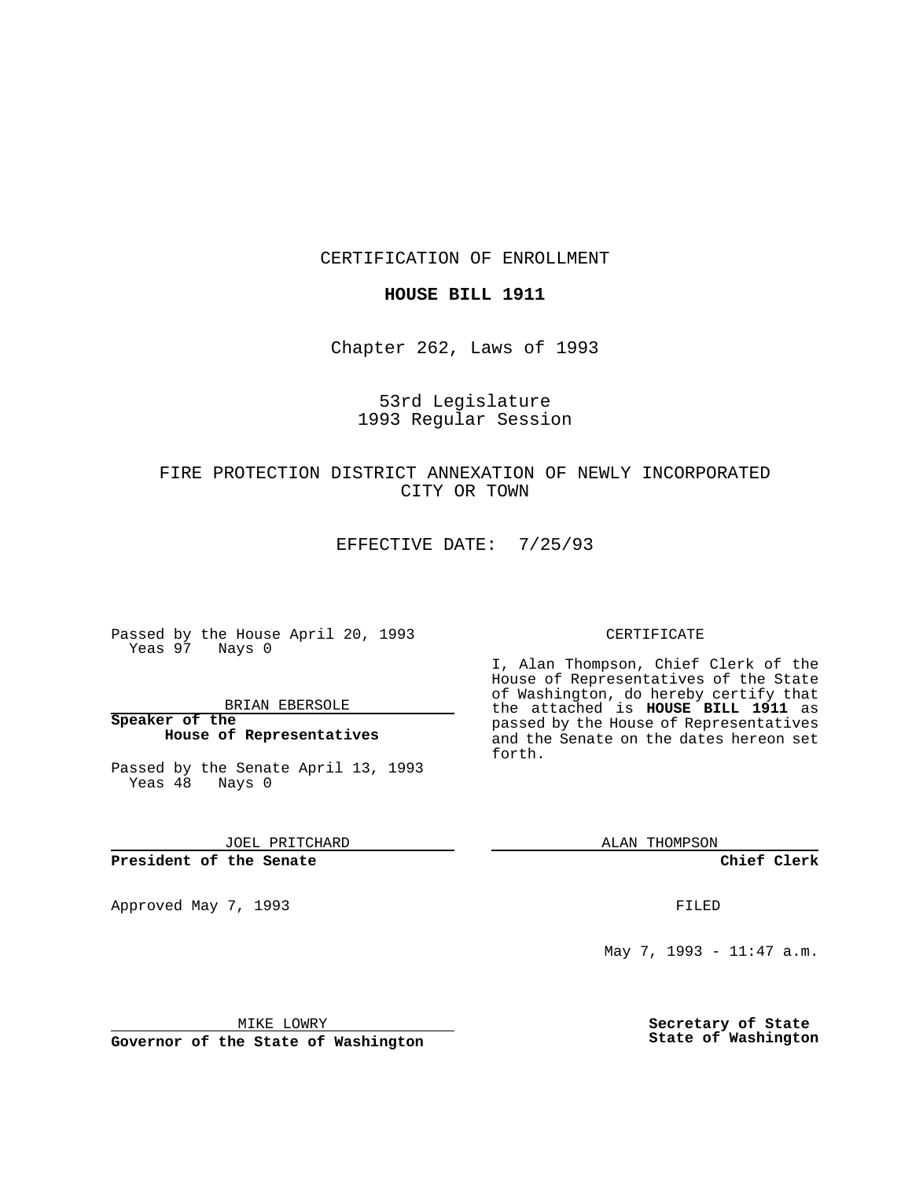CERTIFICATION OF ENROLLMENT

**HOUSE BILL 1911**

Chapter 262, Laws of 1993

53rd Legislature
1993 Regular Session

FIRE PROTECTION DISTRICT ANNEXATION OF NEWLY INCORPORATED CITY OR TOWN

EFFECTIVE DATE: 7/25/93

Passed by the House April 20, 1993
Yeas 97 Nays 0

BRIAN EBERSOLE

**Speaker of the House of Representatives**

Passed by the Senate April 13, 1993
Yeas 48 Nays 0

JOEL PRITCHARD

**President of the Senate**

Approved May 7, 1993

MIKE LOWRY

**Governor of the State of Washington**

CERTIFICATE

I, Alan Thompson, Chief Clerk of the House of Representatives of the State of Washington, do hereby certify that the attached is **HOUSE BILL 1911** as passed by the House of Representatives and the Senate on the dates hereon set forth.

ALAN THOMPSON

**Chief Clerk**

FILED

May 7, 1993 - 11:47 a.m.

**Secretary of State State of Washington**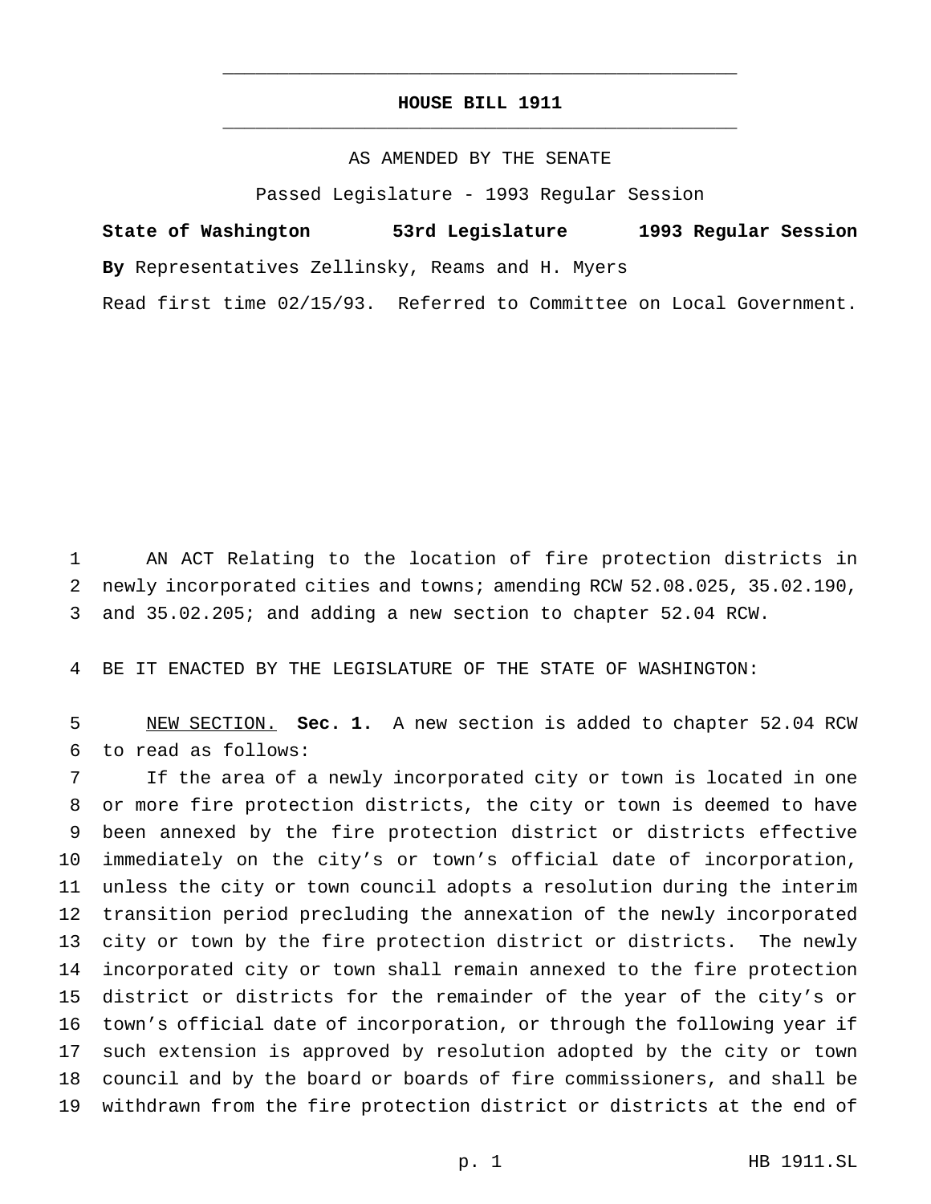# HOUSE BILL 1911

AS AMENDED BY THE SENATE

Passed Legislature - 1993 Regular Session

**State of Washington 53rd Legislature 1993 Regular Session**

**By** Representatives Zellinsky, Reams and H. Myers

Read first time 02/15/93. Referred to Committee on Local Government.

AN ACT Relating to the location of fire protection districts in newly incorporated cities and towns; amending RCW 52.08.025, 35.02.190, and 35.02.205; and adding a new section to chapter 52.04 RCW.

BE IT ENACTED BY THE LEGISLATURE OF THE STATE OF WASHINGTON:

NEW SECTION. **Sec. 1.** A new section is added to chapter 52.04 RCW to read as follows:

If the area of a newly incorporated city or town is located in one or more fire protection districts, the city or town is deemed to have been annexed by the fire protection district or districts effective immediately on the city's or town's official date of incorporation, unless the city or town council adopts a resolution during the interim transition period precluding the annexation of the newly incorporated city or town by the fire protection district or districts. The newly incorporated city or town shall remain annexed to the fire protection district or districts for the remainder of the year of the city's or town's official date of incorporation, or through the following year if such extension is approved by resolution adopted by the city or town council and by the board or boards of fire commissioners, and shall be withdrawn from the fire protection district or districts at the end of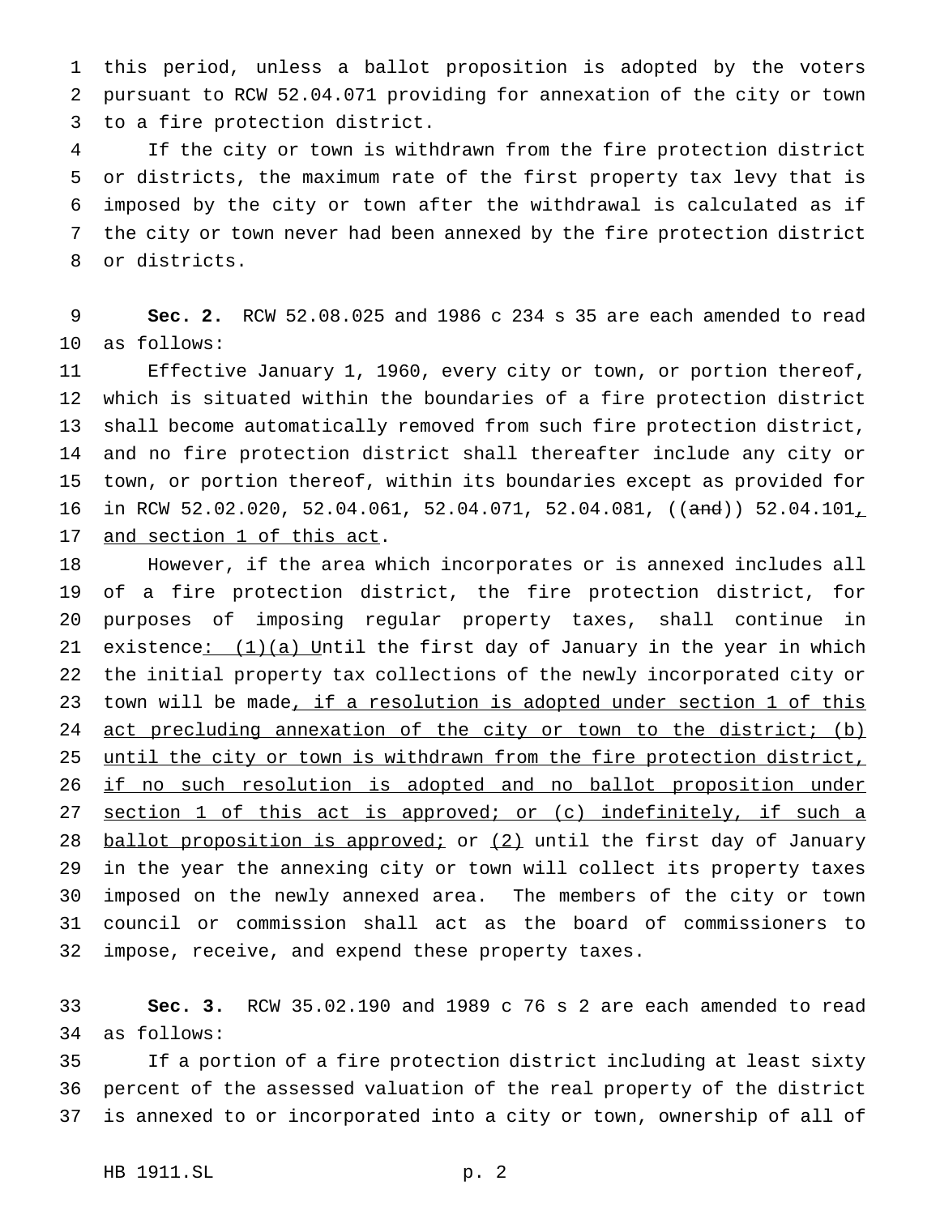this period, unless a ballot proposition is adopted by the voters pursuant to RCW 52.04.071 providing for annexation of the city or town to a fire protection district.

If the city or town is withdrawn from the fire protection district or districts, the maximum rate of the first property tax levy that is imposed by the city or town after the withdrawal is calculated as if the city or town never had been annexed by the fire protection district or districts.

**Sec. 2.** RCW 52.08.025 and 1986 c 234 s 35 are each amended to read as follows:

Effective January 1, 1960, every city or town, or portion thereof, which is situated within the boundaries of a fire protection district shall become automatically removed from such fire protection district, and no fire protection district shall thereafter include any city or town, or portion thereof, within its boundaries except as provided for in RCW 52.02.020, 52.04.061, 52.04.071, 52.04.081, ((~~and~~)) 52.04.101, and section 1 of this act.

However, if the area which incorporates or is annexed includes all of a fire protection district, the fire protection district, for purposes of imposing regular property taxes, shall continue in existence: (1)(a) Until the first day of January in the year in which the initial property tax collections of the newly incorporated city or town will be made, if a resolution is adopted under section 1 of this act precluding annexation of the city or town to the district; (b) until the city or town is withdrawn from the fire protection district, if no such resolution is adopted and no ballot proposition under section 1 of this act is approved; or (c) indefinitely, if such a ballot proposition is approved; or (2) until the first day of January in the year the annexing city or town will collect its property taxes imposed on the newly annexed area. The members of the city or town council or commission shall act as the board of commissioners to impose, receive, and expend these property taxes.

**Sec. 3.** RCW 35.02.190 and 1989 c 76 s 2 are each amended to read as follows:

If a portion of a fire protection district including at least sixty percent of the assessed valuation of the real property of the district is annexed to or incorporated into a city or town, ownership of all of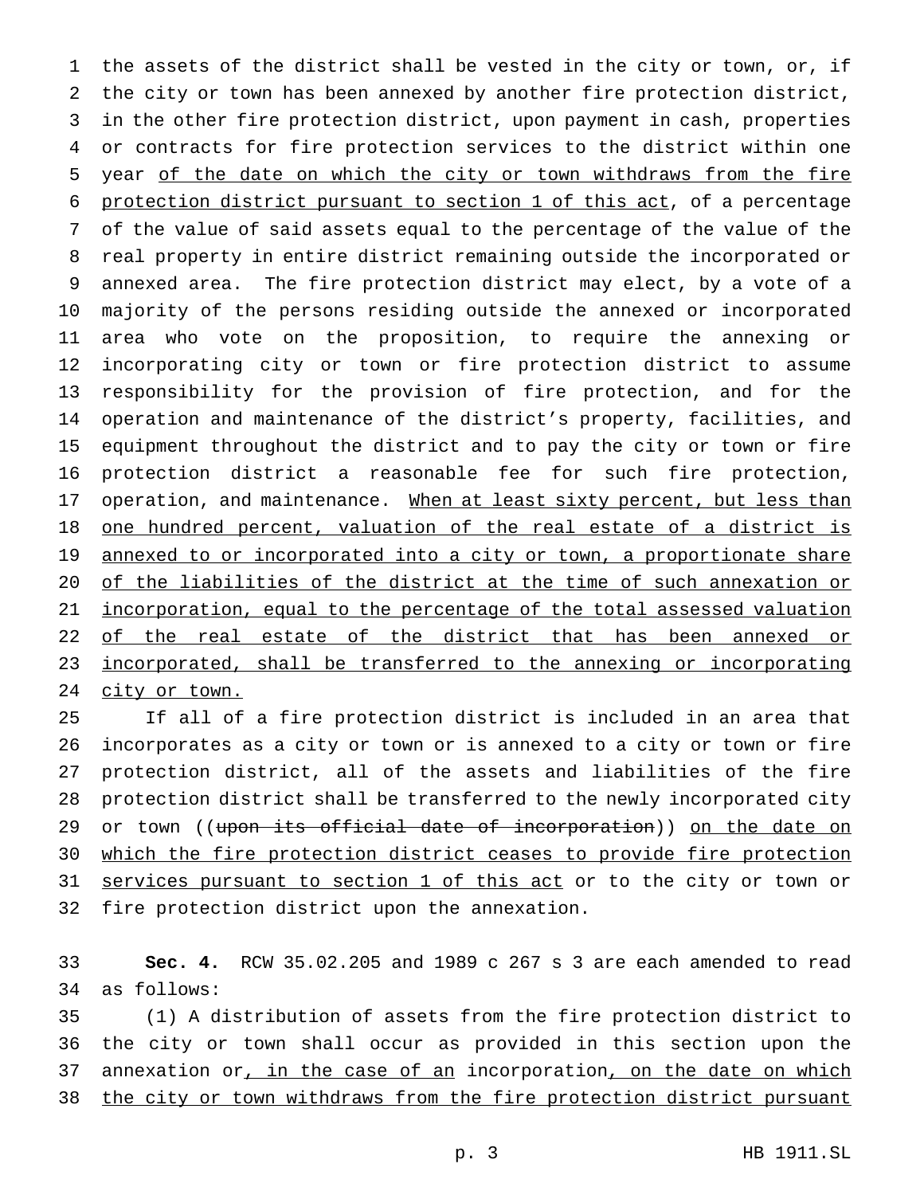the assets of the district shall be vested in the city or town, or, if the city or town has been annexed by another fire protection district, in the other fire protection district, upon payment in cash, properties or contracts for fire protection services to the district within one year <u>of the date on which the city or town withdraws from the fire protection district pursuant to section 1 of this act</u>, of a percentage of the value of said assets equal to the percentage of the value of the real property in entire district remaining outside the incorporated or annexed area. The fire protection district may elect, by a vote of a majority of the persons residing outside the annexed or incorporated area who vote on the proposition, to require the annexing or incorporating city or town or fire protection district to assume responsibility for the provision of fire protection, and for the operation and maintenance of the district's property, facilities, and equipment throughout the district and to pay the city or town or fire protection district a reasonable fee for such fire protection, operation, and maintenance. <u>When at least sixty percent, but less than one hundred percent, valuation of the real estate of a district is annexed to or incorporated into a city or town, a proportionate share of the liabilities of the district at the time of such annexation or incorporation, equal to the percentage of the total assessed valuation of the real estate of the district that has been annexed or incorporated, shall be transferred to the annexing or incorporating city or town.</u>

If all of a fire protection district is included in an area that incorporates as a city or town or is annexed to a city or town or fire protection district, all of the assets and liabilities of the fire protection district shall be transferred to the newly incorporated city or town ((~~upon its official date of incorporation~~)) <u>on the date on which the fire protection district ceases to provide fire protection services pursuant to section 1 of this act</u> or to the city or town or fire protection district upon the annexation.

**Sec. 4.** RCW 35.02.205 and 1989 c 267 s 3 are each amended to read as follows:

(1) A distribution of assets from the fire protection district to the city or town shall occur as provided in this section upon the annexation or<u>, in the case of an</u> incorporation<u>, on the date on which the city or town withdraws from the fire protection district pursuant</u>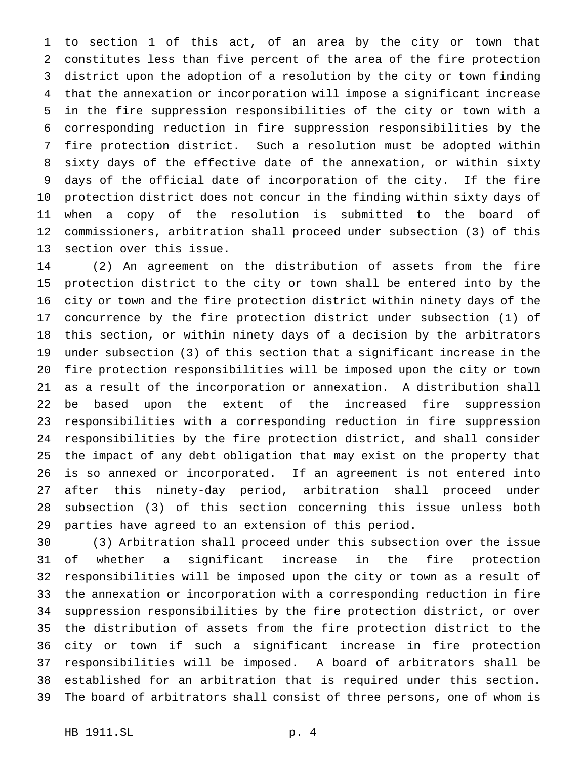to section 1 of this act, of an area by the city or town that constitutes less than five percent of the area of the fire protection district upon the adoption of a resolution by the city or town finding that the annexation or incorporation will impose a significant increase in the fire suppression responsibilities of the city or town with a corresponding reduction in fire suppression responsibilities by the fire protection district. Such a resolution must be adopted within sixty days of the effective date of the annexation, or within sixty days of the official date of incorporation of the city. If the fire protection district does not concur in the finding within sixty days of when a copy of the resolution is submitted to the board of commissioners, arbitration shall proceed under subsection (3) of this section over this issue.

(2) An agreement on the distribution of assets from the fire protection district to the city or town shall be entered into by the city or town and the fire protection district within ninety days of the concurrence by the fire protection district under subsection (1) of this section, or within ninety days of a decision by the arbitrators under subsection (3) of this section that a significant increase in the fire protection responsibilities will be imposed upon the city or town as a result of the incorporation or annexation. A distribution shall be based upon the extent of the increased fire suppression responsibilities with a corresponding reduction in fire suppression responsibilities by the fire protection district, and shall consider the impact of any debt obligation that may exist on the property that is so annexed or incorporated. If an agreement is not entered into after this ninety-day period, arbitration shall proceed under subsection (3) of this section concerning this issue unless both parties have agreed to an extension of this period.

(3) Arbitration shall proceed under this subsection over the issue of whether a significant increase in the fire protection responsibilities will be imposed upon the city or town as a result of the annexation or incorporation with a corresponding reduction in fire suppression responsibilities by the fire protection district, or over the distribution of assets from the fire protection district to the city or town if such a significant increase in fire protection responsibilities will be imposed. A board of arbitrators shall be established for an arbitration that is required under this section. The board of arbitrators shall consist of three persons, one of whom is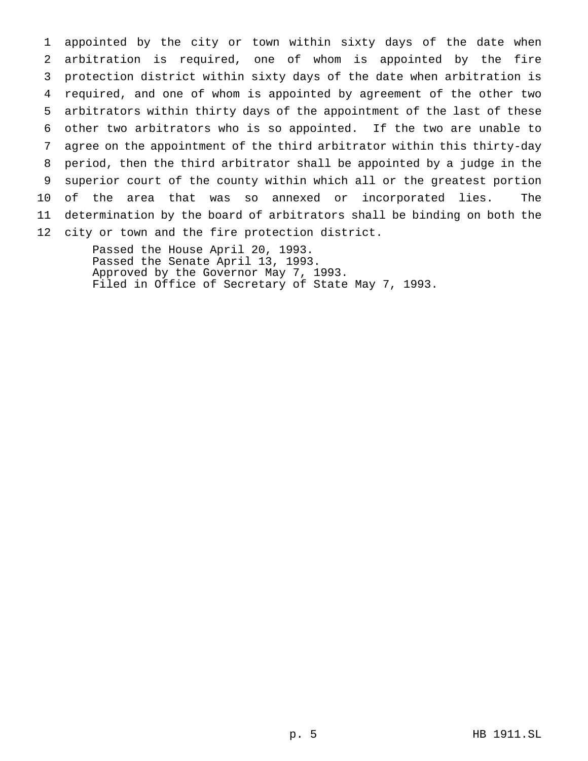appointed by the city or town within sixty days of the date when arbitration is required, one of whom is appointed by the fire protection district within sixty days of the date when arbitration is required, and one of whom is appointed by agreement of the other two arbitrators within thirty days of the appointment of the last of these other two arbitrators who is so appointed. If the two are unable to agree on the appointment of the third arbitrator within this thirty-day period, then the third arbitrator shall be appointed by a judge in the superior court of the county within which all or the greatest portion of the area that was so annexed or incorporated lies. The determination by the board of arbitrators shall be binding on both the city or town and the fire protection district.

Passed the House April 20, 1993.
Passed the Senate April 13, 1993.
Approved by the Governor May 7, 1993.
Filed in Office of Secretary of State May 7, 1993.